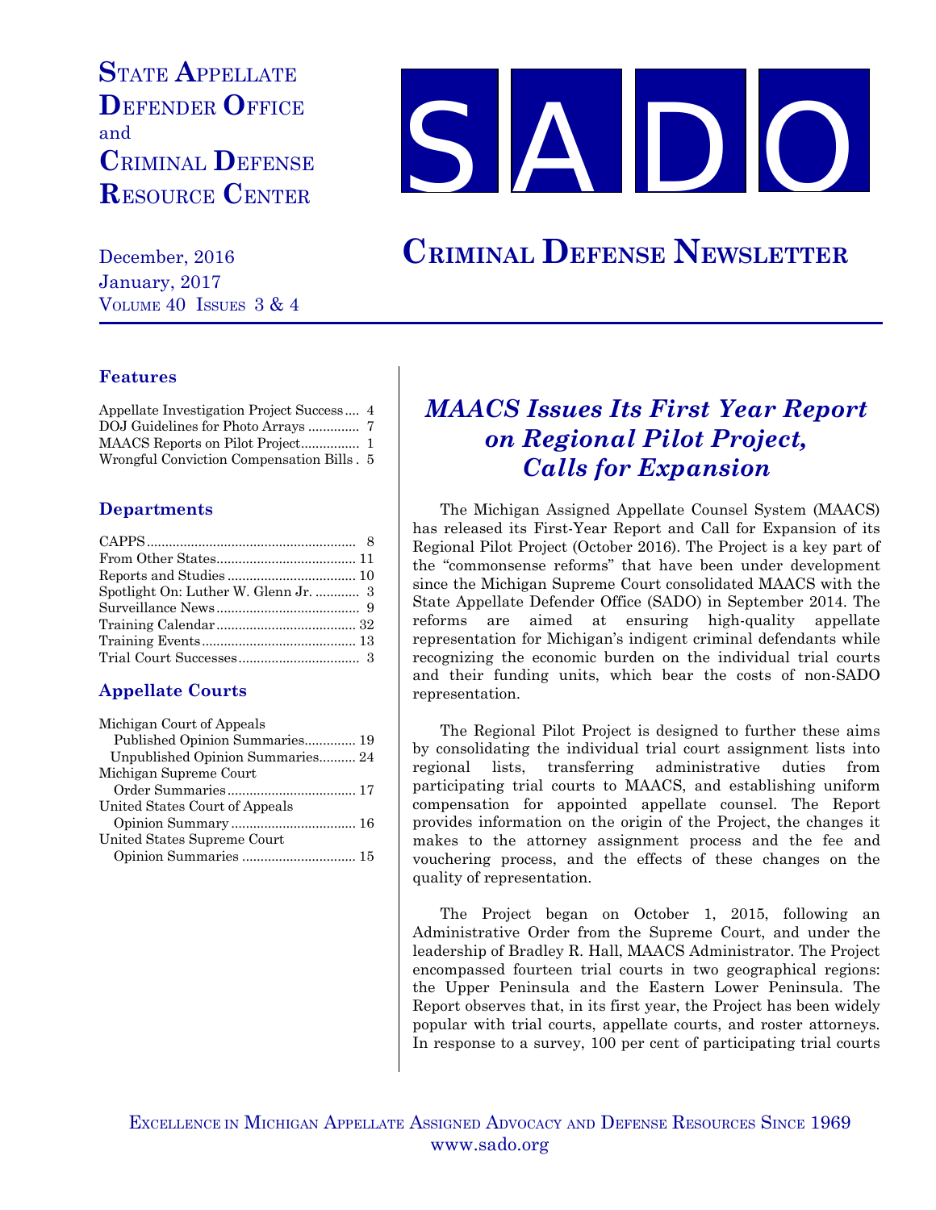# State Appellate Defender Office and Criminal Defense Resource Center

# SADO

December, 2016
January, 2017
Volume 40 Issues 3 & 4

# Criminal Defense Newsletter

### Features

Appellate Investigation Project Success .... 4
DOJ Guidelines for Photo Arrays ............. 7
MAACS Reports on Pilot Project................ 1
Wrongful Conviction Compensation Bills . 5

### Departments

CAPPS ........................................................ 8
From Other States..................................... 11
Reports and Studies .................................. 10
Spotlight On: Luther W. Glenn Jr. ............ 3
Surveillance News ...................................... 9
Training Calendar ..................................... 32
Training Events.......................................... 13
Trial Court Successes ................................. 3

### Appellate Courts

Michigan Court of Appeals
Published Opinion Summaries.............. 19
Unpublished Opinion Summaries.......... 24
Michigan Supreme Court
Order Summaries.................................. 17
United States Court of Appeals
Opinion Summary ................................. 16
United States Supreme Court
Opinion Summaries .............................. 15

## *MAACS Issues Its First Year Report on Regional Pilot Project, Calls for Expansion*

The Michigan Assigned Appellate Counsel System (MAACS) has released its First-Year Report and Call for Expansion of its Regional Pilot Project (October 2016). The Project is a key part of the "commonsense reforms" that have been under development since the Michigan Supreme Court consolidated MAACS with the State Appellate Defender Office (SADO) in September 2014. The reforms are aimed at ensuring high-quality appellate representation for Michigan's indigent criminal defendants while recognizing the economic burden on the individual trial courts and their funding units, which bear the costs of non-SADO representation.

The Regional Pilot Project is designed to further these aims by consolidating the individual trial court assignment lists into regional lists, transferring administrative duties from participating trial courts to MAACS, and establishing uniform compensation for appointed appellate counsel. The Report provides information on the origin of the Project, the changes it makes to the attorney assignment process and the fee and vouchering process, and the effects of these changes on the quality of representation.

The Project began on October 1, 2015, following an Administrative Order from the Supreme Court, and under the leadership of Bradley R. Hall, MAACS Administrator. The Project encompassed fourteen trial courts in two geographical regions: the Upper Peninsula and the Eastern Lower Peninsula. The Report observes that, in its first year, the Project has been widely popular with trial courts, appellate courts, and roster attorneys. In response to a survey, 100 per cent of participating trial courts

Excellence in Michigan Appellate Assigned Advocacy and Defense Resources Since 1969
www.sado.org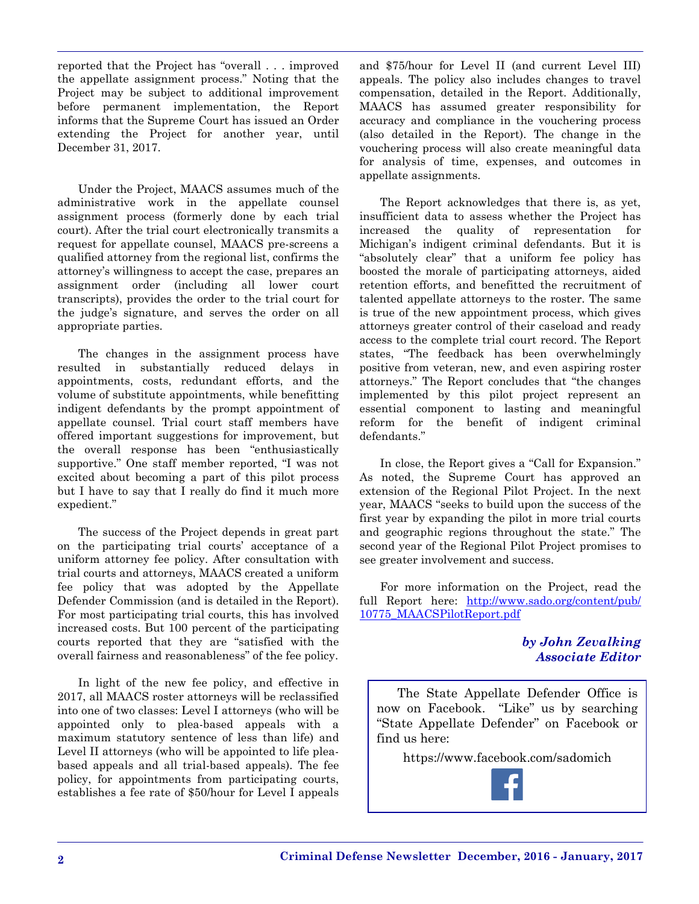reported that the Project has "overall . . . improved the appellate assignment process." Noting that the Project may be subject to additional improvement before permanent implementation, the Report informs that the Supreme Court has issued an Order extending the Project for another year, until December 31, 2017.

Under the Project, MAACS assumes much of the administrative work in the appellate counsel assignment process (formerly done by each trial court). After the trial court electronically transmits a request for appellate counsel, MAACS pre-screens a qualified attorney from the regional list, confirms the attorney's willingness to accept the case, prepares an assignment order (including all lower court transcripts), provides the order to the trial court for the judge's signature, and serves the order on all appropriate parties.

The changes in the assignment process have resulted in substantially reduced delays in appointments, costs, redundant efforts, and the volume of substitute appointments, while benefitting indigent defendants by the prompt appointment of appellate counsel. Trial court staff members have offered important suggestions for improvement, but the overall response has been "enthusiastically supportive." One staff member reported, "I was not excited about becoming a part of this pilot process but I have to say that I really do find it much more expedient."

The success of the Project depends in great part on the participating trial courts' acceptance of a uniform attorney fee policy. After consultation with trial courts and attorneys, MAACS created a uniform fee policy that was adopted by the Appellate Defender Commission (and is detailed in the Report). For most participating trial courts, this has involved increased costs. But 100 percent of the participating courts reported that they are "satisfied with the overall fairness and reasonableness" of the fee policy.

In light of the new fee policy, and effective in 2017, all MAACS roster attorneys will be reclassified into one of two classes: Level I attorneys (who will be appointed only to plea-based appeals with a maximum statutory sentence of less than life) and Level II attorneys (who will be appointed to life plea-based appeals and all trial-based appeals). The fee policy, for appointments from participating courts, establishes a fee rate of $50/hour for Level I appeals and $75/hour for Level II (and current Level III) appeals. The policy also includes changes to travel compensation, detailed in the Report. Additionally, MAACS has assumed greater responsibility for accuracy and compliance in the vouchering process (also detailed in the Report). The change in the vouchering process will also create meaningful data for analysis of time, expenses, and outcomes in appellate assignments.

The Report acknowledges that there is, as yet, insufficient data to assess whether the Project has increased the quality of representation for Michigan's indigent criminal defendants. But it is "absolutely clear" that a uniform fee policy has boosted the morale of participating attorneys, aided retention efforts, and benefitted the recruitment of talented appellate attorneys to the roster. The same is true of the new appointment process, which gives attorneys greater control of their caseload and ready access to the complete trial court record. The Report states, "The feedback has been overwhelmingly positive from veteran, new, and even aspiring roster attorneys." The Report concludes that "the changes implemented by this pilot project represent an essential component to lasting and meaningful reform for the benefit of indigent criminal defendants."

In close, the Report gives a "Call for Expansion." As noted, the Supreme Court has approved an extension of the Regional Pilot Project. In the next year, MAACS "seeks to build upon the success of the first year by expanding the pilot in more trial courts and geographic regions throughout the state." The second year of the Regional Pilot Project promises to see greater involvement and success.

For more information on the Project, read the full Report here: [http://www.sado.org/content/pub/10775_MAACSPilotReport.pdf](http://www.sado.org/content/pub/10775_MAACSPilotReport.pdf)

***by John Zevalking***
***Associate Editor***

The State Appellate Defender Office is now on Facebook. "Like" us by searching "State Appellate Defender" on Facebook or find us here:

https://www.facebook.com/sadomich